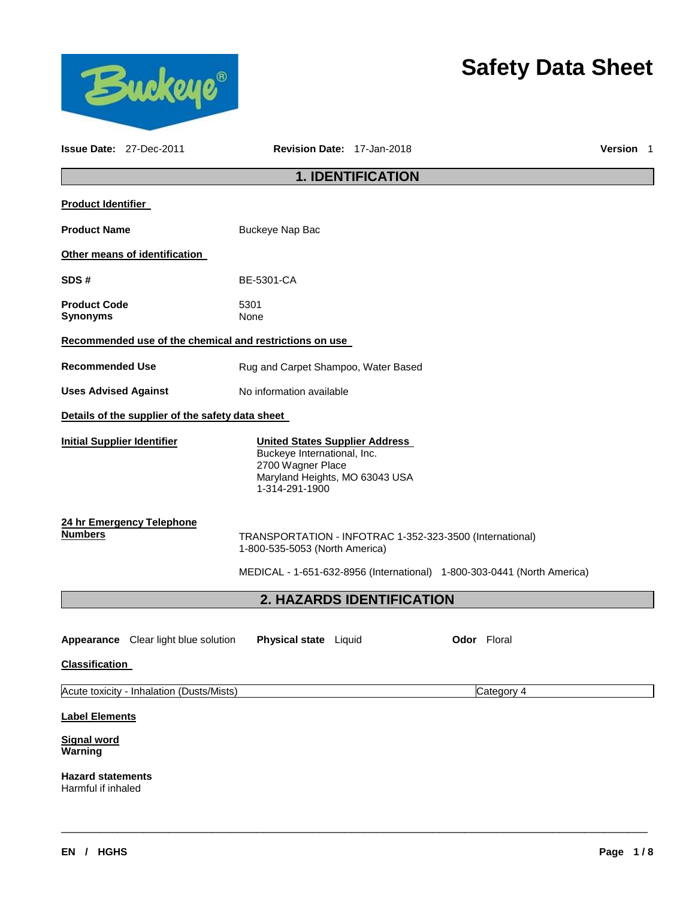# Safety Data Sheet

**Issue Date:** 27-Dec-2011 **Revision Date:** 17-Jan-2018 **Version** 1

## 1. IDENTIFICATION

**Product Identifier**

**Product Name** Buckeye Nap Bac

**Other means of identification**

**SDS #** BE-5301-CA

**Product Code** 5301
**Synonyms** None

**Recommended use of the chemical and restrictions on use**

**Recommended Use** Rug and Carpet Shampoo, Water Based

**Uses Advised Against** No information available

**Details of the supplier of the safety data sheet**

**Initial Supplier Identifier**

**United States Supplier Address**
Buckeye International, Inc.
2700 Wagner Place
Maryland Heights, MO 63043 USA
1-314-291-1900

**24 hr Emergency Telephone Numbers**

TRANSPORTATION - INFOTRAC 1-352-323-3500 (International)
1-800-535-5053 (North America)

MEDICAL - 1-651-632-8956 (International) 1-800-303-0441 (North America)

## 2. HAZARDS IDENTIFICATION

**Appearance** Clear light blue solution **Physical state** Liquid **Odor** Floral

**Classification**

| | |
|---|---|
| Acute toxicity - Inhalation (Dusts/Mists) | Category 4 |

**Label Elements**

**Signal word**
**Warning**

**Hazard statements**
Harmful if inhaled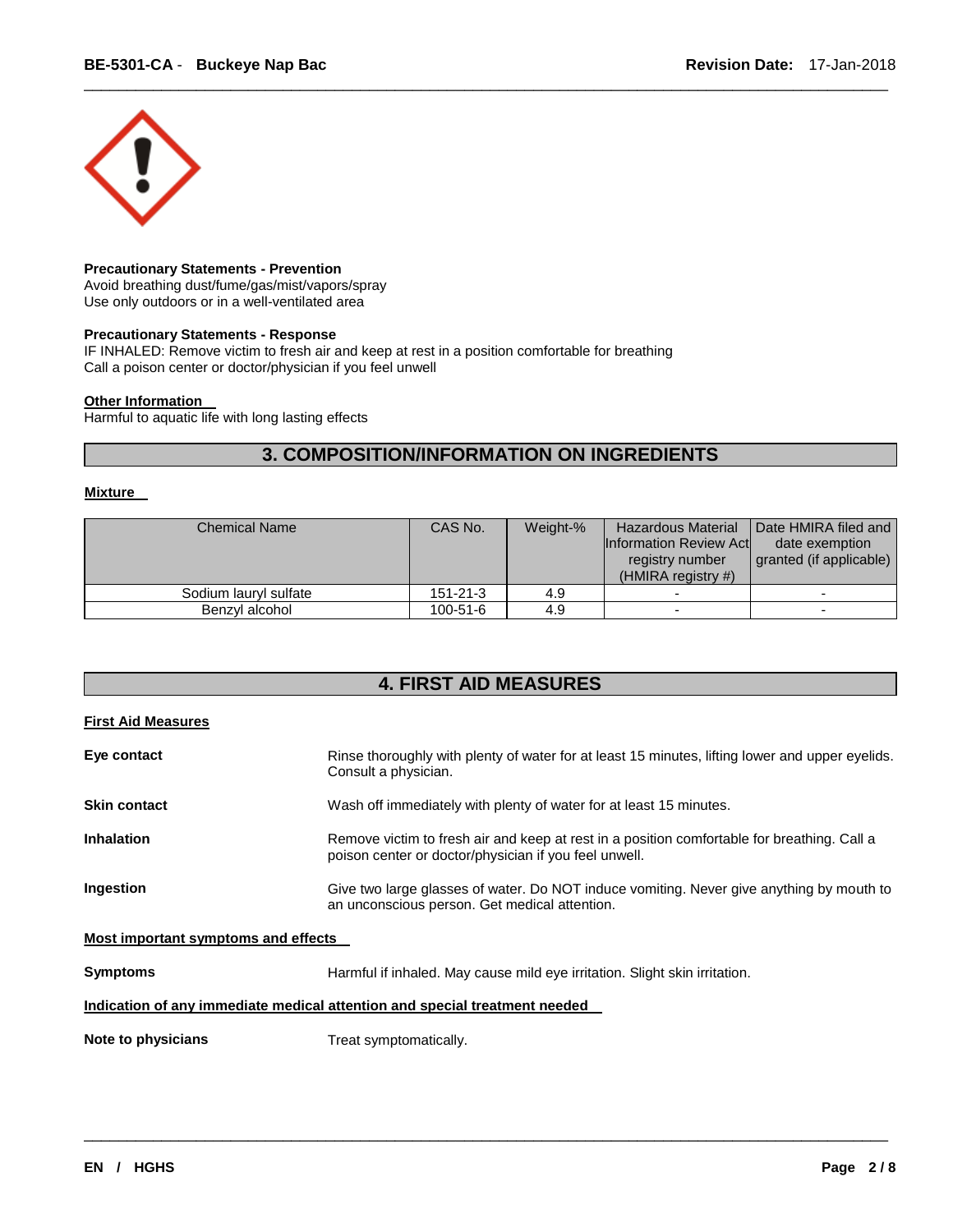**Precautionary Statements - Prevention**
Avoid breathing dust/fume/gas/mist/vapors/spray
Use only outdoors or in a well-ventilated area

**Precautionary Statements - Response**
IF INHALED: Remove victim to fresh air and keep at rest in a position comfortable for breathing
Call a poison center or doctor/physician if you feel unwell

**Other Information**
Harmful to aquatic life with long lasting effects

## 3. COMPOSITION/INFORMATION ON INGREDIENTS

**Mixture**

| Chemical Name | CAS No. | Weight-% | Hazardous Material Information Review Act registry number (HMIRA registry #) | Date HMIRA filed and date exemption granted (if applicable) |
|---|---|---|---|---|
| Sodium lauryl sulfate | 151-21-3 | 4.9 | - | - |
| Benzyl alcohol | 100-51-6 | 4.9 | - | - |

## 4. FIRST AID MEASURES

**First Aid Measures**

**Eye contact** Rinse thoroughly with plenty of water for at least 15 minutes, lifting lower and upper eyelids. Consult a physician.

**Skin contact** Wash off immediately with plenty of water for at least 15 minutes.

**Inhalation** Remove victim to fresh air and keep at rest in a position comfortable for breathing. Call a poison center or doctor/physician if you feel unwell.

**Ingestion** Give two large glasses of water. Do NOT induce vomiting. Never give anything by mouth to an unconscious person. Get medical attention.

**Most important symptoms and effects**

**Symptoms** Harmful if inhaled. May cause mild eye irritation. Slight skin irritation.

**Indication of any immediate medical attention and special treatment needed**

**Note to physicians** Treat symptomatically.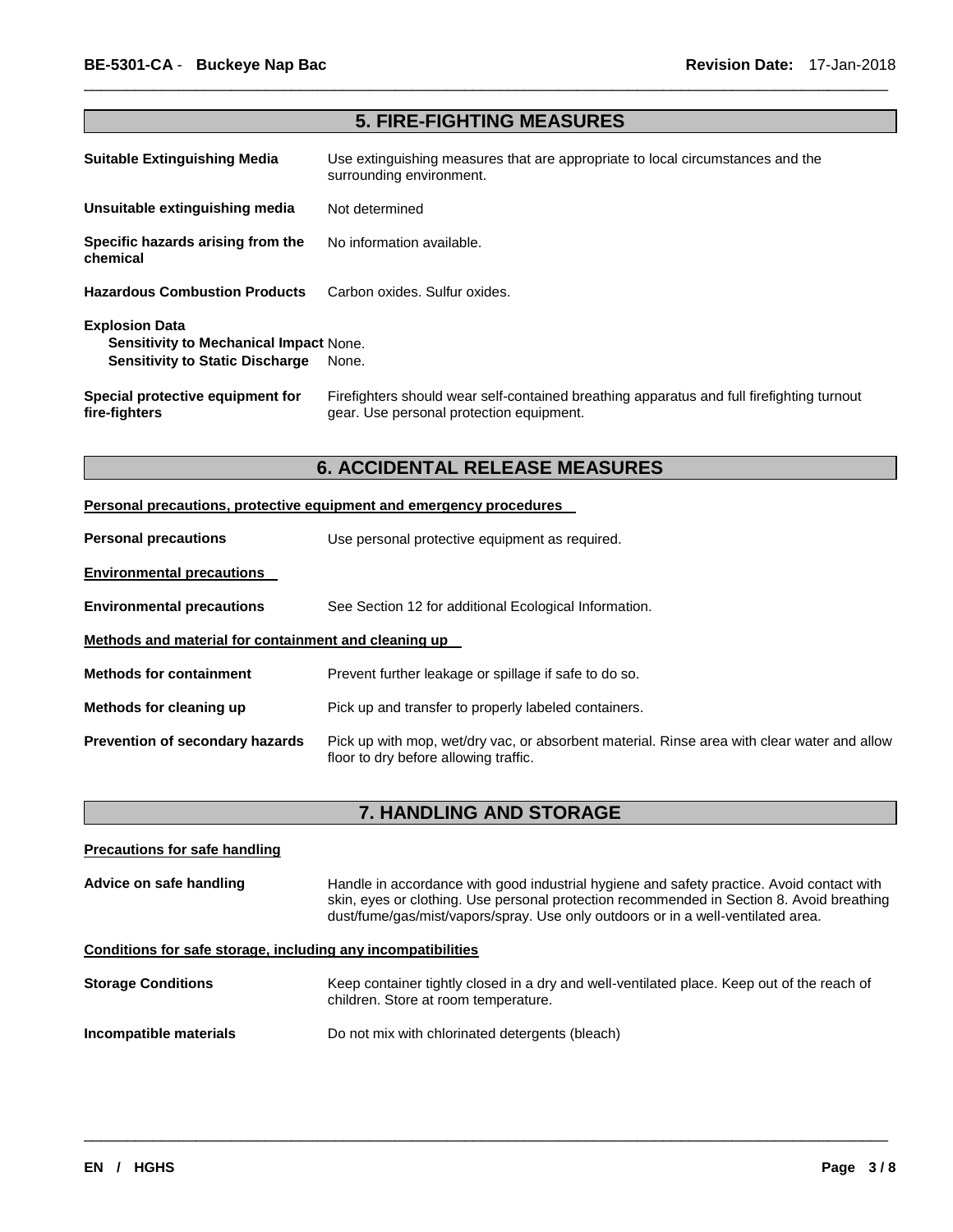## 5. FIRE-FIGHTING MEASURES

**Suitable Extinguishing Media** Use extinguishing measures that are appropriate to local circumstances and the surrounding environment.

**Unsuitable extinguishing media** Not determined

**Specific hazards arising from the chemical** No information available.

**Hazardous Combustion Products** Carbon oxides. Sulfur oxides.

**Explosion Data**
**Sensitivity to Mechanical Impact** None.
**Sensitivity to Static Discharge** None.

**Special protective equipment for fire-fighters** Firefighters should wear self-contained breathing apparatus and full firefighting turnout gear. Use personal protection equipment.

## 6. ACCIDENTAL RELEASE MEASURES

**Personal precautions, protective equipment and emergency procedures**

**Personal precautions** Use personal protective equipment as required.

**Environmental precautions**

**Environmental precautions** See Section 12 for additional Ecological Information.

**Methods and material for containment and cleaning up**

**Methods for containment** Prevent further leakage or spillage if safe to do so.

**Methods for cleaning up** Pick up and transfer to properly labeled containers.

**Prevention of secondary hazards** Pick up with mop, wet/dry vac, or absorbent material. Rinse area with clear water and allow floor to dry before allowing traffic.

## 7. HANDLING AND STORAGE

**Precautions for safe handling**

**Advice on safe handling** Handle in accordance with good industrial hygiene and safety practice. Avoid contact with skin, eyes or clothing. Use personal protection recommended in Section 8. Avoid breathing dust/fume/gas/mist/vapors/spray. Use only outdoors or in a well-ventilated area.

**Conditions for safe storage, including any incompatibilities**

**Storage Conditions** Keep container tightly closed in a dry and well-ventilated place. Keep out of the reach of children. Store at room temperature.

**Incompatible materials** Do not mix with chlorinated detergents (bleach)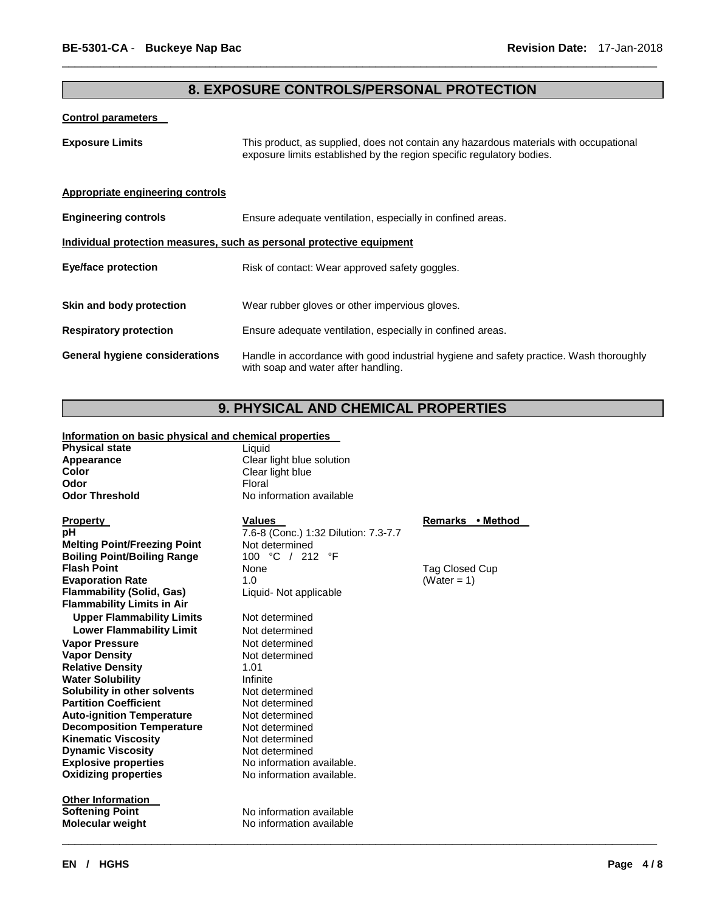## 8. EXPOSURE CONTROLS/PERSONAL PROTECTION

**Control parameters**

**Exposure Limits** This product, as supplied, does not contain any hazardous materials with occupational exposure limits established by the region specific regulatory bodies.

**Appropriate engineering controls**

**Engineering controls** Ensure adequate ventilation, especially in confined areas.

**Individual protection measures, such as personal protective equipment**

**Eye/face protection** Risk of contact: Wear approved safety goggles.

**Skin and body protection** Wear rubber gloves or other impervious gloves.

**Respiratory protection** Ensure adequate ventilation, especially in confined areas.

**General hygiene considerations** Handle in accordance with good industrial hygiene and safety practice. Wash thoroughly with soap and water after handling.

## 9. PHYSICAL AND CHEMICAL PROPERTIES

**Information on basic physical and chemical properties**

| | |
|---|---|
| **Physical state** | Liquid |
| **Appearance** | Clear light blue solution |
| **Color** | Clear light blue |
| **Odor** | Floral |
| **Odor Threshold** | No information available |

| **Property** | **Values** | **Remarks • Method** |
|---|---|---|
| **pH** | 7.6-8 (Conc.) 1:32 Dilution: 7.3-7.7 | |
| **Melting Point/Freezing Point** | Not determined | |
| **Boiling Point/Boiling Range** | 100 °C / 212 °F | |
| **Flash Point** | None | Tag Closed Cup |
| **Evaporation Rate** | 1.0 | (Water = 1) |
| **Flammability (Solid, Gas)** | Liquid- Not applicable | |
| **Flammability Limits in Air** | | |
| **Upper Flammability Limits** | Not determined | |
| **Lower Flammability Limit** | Not determined | |
| **Vapor Pressure** | Not determined | |
| **Vapor Density** | Not determined | |
| **Relative Density** | 1.01 | |
| **Water Solubility** | Infinite | |
| **Solubility in other solvents** | Not determined | |
| **Partition Coefficient** | Not determined | |
| **Auto-ignition Temperature** | Not determined | |
| **Decomposition Temperature** | Not determined | |
| **Kinematic Viscosity** | Not determined | |
| **Dynamic Viscosity** | Not determined | |
| **Explosive properties** | No information available. | |
| **Oxidizing properties** | No information available. | |

**Other Information**

| | |
|---|---|
| **Softening Point** | No information available |
| **Molecular weight** | No information available |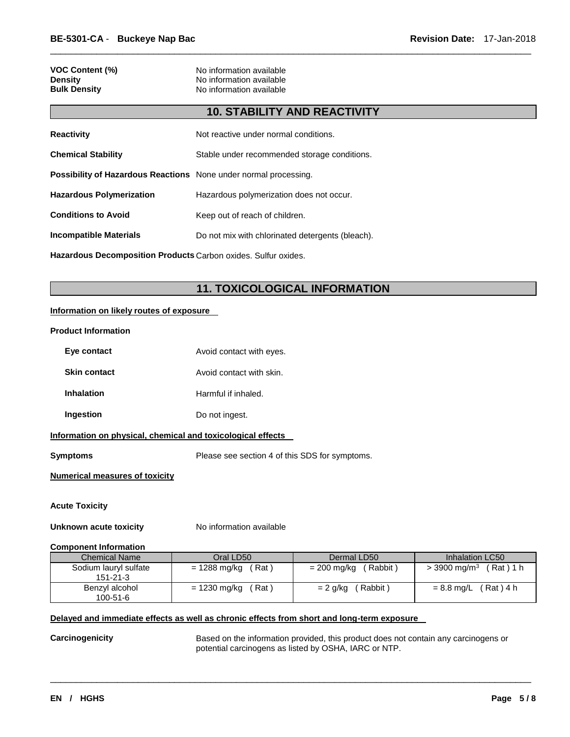**VOC Content (%)** No information available
**Density** No information available
**Bulk Density** No information available

## 10. STABILITY AND REACTIVITY

**Reactivity** Not reactive under normal conditions.

**Chemical Stability** Stable under recommended storage conditions.

**Possibility of Hazardous Reactions** None under normal processing.

**Hazardous Polymerization** Hazardous polymerization does not occur.

**Conditions to Avoid** Keep out of reach of children.

**Incompatible Materials** Do not mix with chlorinated detergents (bleach).

**Hazardous Decomposition Products** Carbon oxides. Sulfur oxides.

## 11. TOXICOLOGICAL INFORMATION

**Information on likely routes of exposure**

**Product Information**

**Eye contact** Avoid contact with eyes.

**Skin contact** Avoid contact with skin.

**Inhalation** Harmful if inhaled.

**Ingestion** Do not ingest.

**Information on physical, chemical and toxicological effects**

**Symptoms** Please see section 4 of this SDS for symptoms.

**Numerical measures of toxicity**

**Acute Toxicity**

**Unknown acute toxicity** No information available

**Component Information**

| Chemical Name | Oral LD50 | Dermal LD50 | Inhalation LC50 |
|---|---|---|---|
| Sodium lauryl sulfate 151-21-3 | = 1288 mg/kg ( Rat ) | = 200 mg/kg ( Rabbit ) | > 3900 $mg/m^3$ ( Rat ) 1 h |
| Benzyl alcohol 100-51-6 | = 1230 mg/kg ( Rat ) | = 2 g/kg ( Rabbit ) | = 8.8 mg/L ( Rat ) 4 h |

**Delayed and immediate effects as well as chronic effects from short and long-term exposure**

**Carcinogenicity** Based on the information provided, this product does not contain any carcinogens or potential carcinogens as listed by OSHA, IARC or NTP.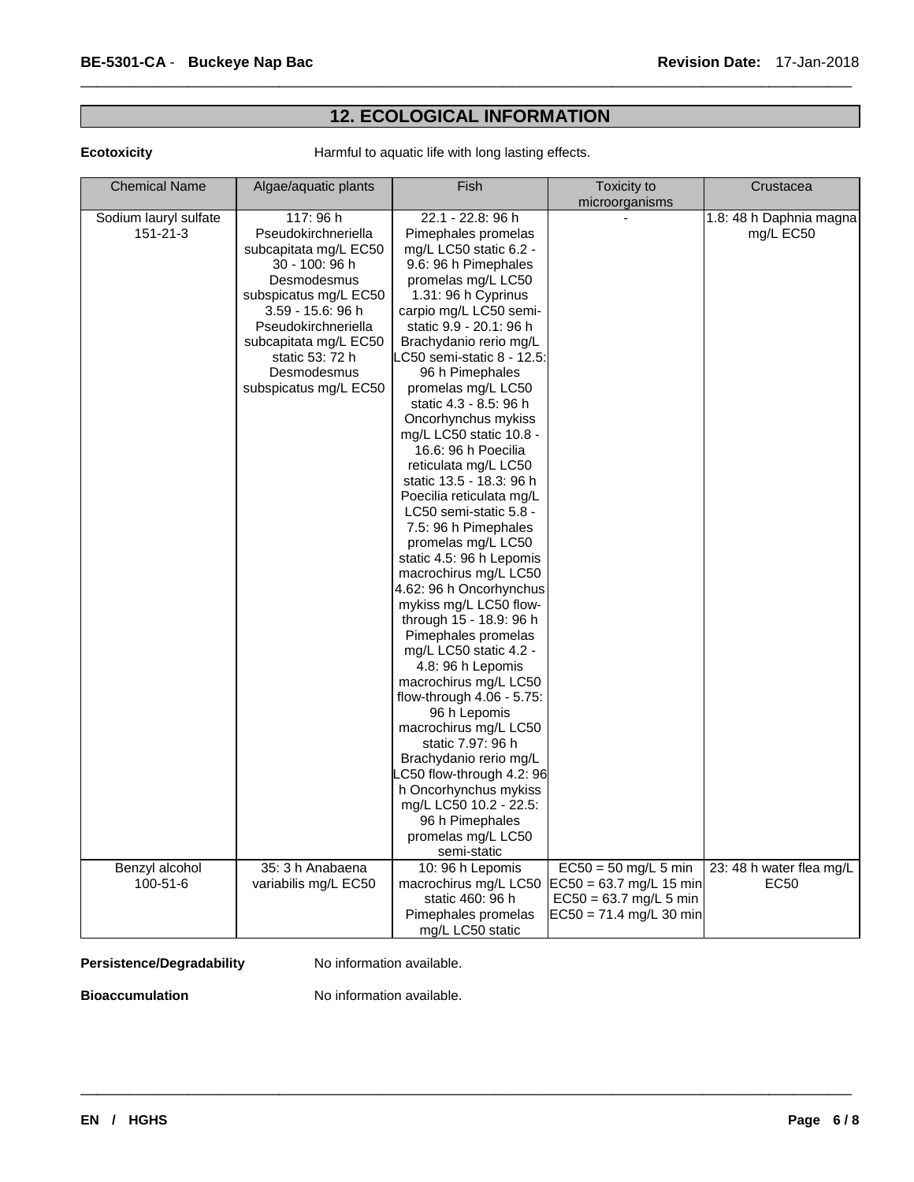## 12. ECOLOGICAL INFORMATION

**Ecotoxicity** Harmful to aquatic life with long lasting effects.

| Chemical Name | Algae/aquatic plants | Fish | Toxicity to microorganisms | Crustacea |
|---|---|---|---|---|
| Sodium lauryl sulfate 151-21-3 | 117: 96 h Pseudokirchneriella subcapitata mg/L EC50 30 - 100: 96 h Desmodesmus subspicatus mg/L EC50 3.59 - 15.6: 96 h Pseudokirchneriella subcapitata mg/L EC50 static 53: 72 h Desmodesmus subspicatus mg/L EC50 | 22.1 - 22.8: 96 h Pimephales promelas mg/L LC50 static 6.2 - 9.6: 96 h Pimephales promelas mg/L LC50 1.31: 96 h Cyprinus carpio mg/L LC50 semi-static 9.9 - 20.1: 96 h Brachydanio rerio mg/L LC50 semi-static 8 - 12.5: 96 h Pimephales promelas mg/L LC50 static 4.3 - 8.5: 96 h Oncorhynchus mykiss mg/L LC50 static 10.8 - 16.6: 96 h Poecilia reticulata mg/L LC50 static 13.5 - 18.3: 96 h Poecilia reticulata mg/L LC50 semi-static 5.8 - 7.5: 96 h Pimephales promelas mg/L LC50 static 4.5: 96 h Lepomis macrochirus mg/L LC50 4.62: 96 h Oncorhynchus mykiss mg/L LC50 flow-through 15 - 18.9: 96 h Pimephales promelas mg/L LC50 static 4.2 - 4.8: 96 h Lepomis macrochirus mg/L LC50 flow-through 4.06 - 5.75: 96 h Lepomis macrochirus mg/L LC50 static 7.97: 96 h Brachydanio rerio mg/L LC50 flow-through 4.2: 96 h Oncorhynchus mykiss mg/L LC50 10.2 - 22.5: 96 h Pimephales promelas mg/L LC50 semi-static | - | 1.8: 48 h Daphnia magna mg/L EC50 |
| Benzyl alcohol 100-51-6 | 35: 3 h Anabaena variabilis mg/L EC50 | 10: 96 h Lepomis macrochirus mg/L LC50 static 460: 96 h Pimephales promelas mg/L LC50 static | EC50 = 50 mg/L 5 min EC50 = 63.7 mg/L 15 min EC50 = 63.7 mg/L 5 min EC50 = 71.4 mg/L 30 min | 23: 48 h water flea mg/L EC50 |

**Persistence/Degradability** No information available.

**Bioaccumulation** No information available.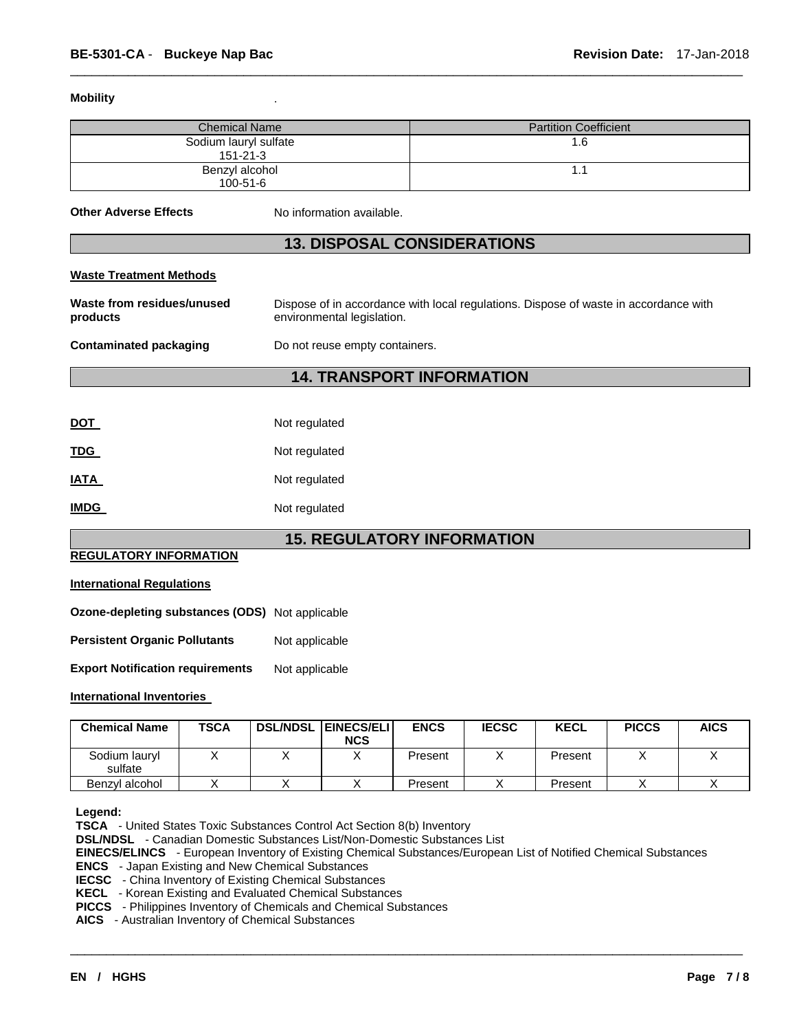**Mobility** .

| Chemical Name | Partition Coefficient |
|---|---|
| Sodium lauryl sulfate<br>151-21-3 | 1.6 |
| Benzyl alcohol<br>100-51-6 | 1.1 |

**Other Adverse Effects** No information available.

## 13. DISPOSAL CONSIDERATIONS

**Waste Treatment Methods**

**Waste from residues/unused products** Dispose of in accordance with local regulations. Dispose of waste in accordance with environmental legislation.

**Contaminated packaging** Do not reuse empty containers.

## 14. TRANSPORT INFORMATION

**DOT** Not regulated

**TDG** Not regulated

**IATA** Not regulated

**IMDG** Not regulated

## 15. REGULATORY INFORMATION

**REGULATORY INFORMATION**

**International Regulations**

**Ozone-depleting substances (ODS)** Not applicable

**Persistent Organic Pollutants** Not applicable

**Export Notification requirements** Not applicable

**International Inventories**

| Chemical Name | TSCA | DSL/NDSL | EINECS/ELINCS | ENCS | IECSC | KECL | PICCS | AICS |
|---|---|---|---|---|---|---|---|---|
| Sodium lauryl sulfate | X | X | X | Present | X | Present | X | X |
| Benzyl alcohol | X | X | X | Present | X | Present | X | X |

**Legend:**
**TSCA** - United States Toxic Substances Control Act Section 8(b) Inventory
**DSL/NDSL** - Canadian Domestic Substances List/Non-Domestic Substances List
**EINECS/ELINCS** - European Inventory of Existing Chemical Substances/European List of Notified Chemical Substances
**ENCS** - Japan Existing and New Chemical Substances
**IECSC** - China Inventory of Existing Chemical Substances
**KECL** - Korean Existing and Evaluated Chemical Substances
**PICCS** - Philippines Inventory of Chemicals and Chemical Substances
**AICS** - Australian Inventory of Chemical Substances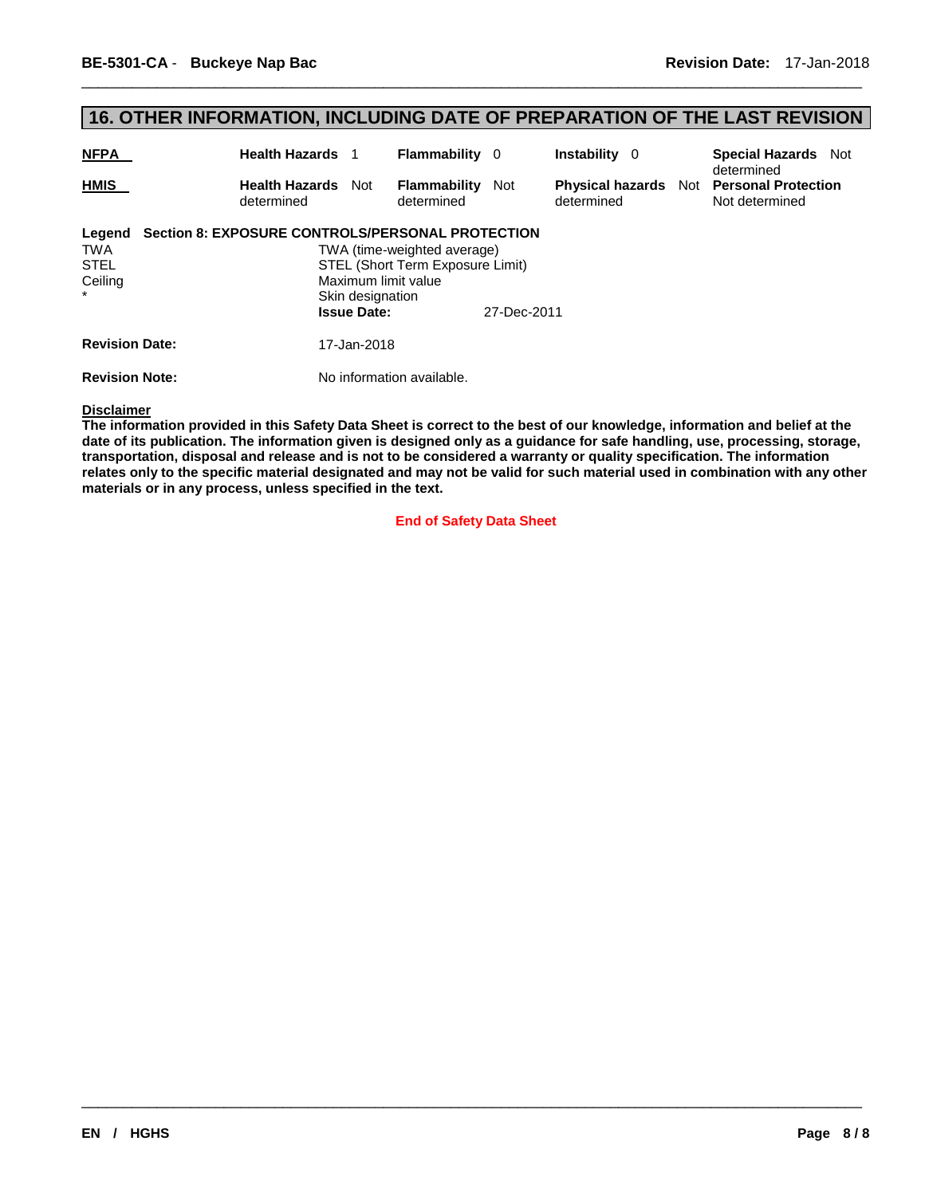## 16. OTHER INFORMATION, INCLUDING DATE OF PREPARATION OF THE LAST REVISION

| | | | | |
|---|---|---|---|---|
| **NFPA** | **Health Hazards** 1 | **Flammability** 0 | **Instability** 0 | **Special Hazards** Not determined |
| **HMIS** | **Health Hazards** Not determined | **Flammability** Not determined | **Physical hazards** Not determined | **Personal Protection** Not determined |

**Legend Section 8: EXPOSURE CONTROLS/PERSONAL PROTECTION**

| | |
|---|---|
| TWA | TWA (time-weighted average) |
| STEL | STEL (Short Term Exposure Limit) |
| Ceiling | Maximum limit value |
| * | Skin designation |

**Issue Date:** 27-Dec-2011

**Revision Date:** 17-Jan-2018

**Revision Note:** No information available.

**Disclaimer**

**The information provided in this Safety Data Sheet is correct to the best of our knowledge, information and belief at the date of its publication. The information given is designed only as a guidance for safe handling, use, processing, storage, transportation, disposal and release and is not to be considered a warranty or quality specification. The information relates only to the specific material designated and may not be valid for such material used in combination with any other materials or in any process, unless specified in the text.**

**End of Safety Data Sheet**